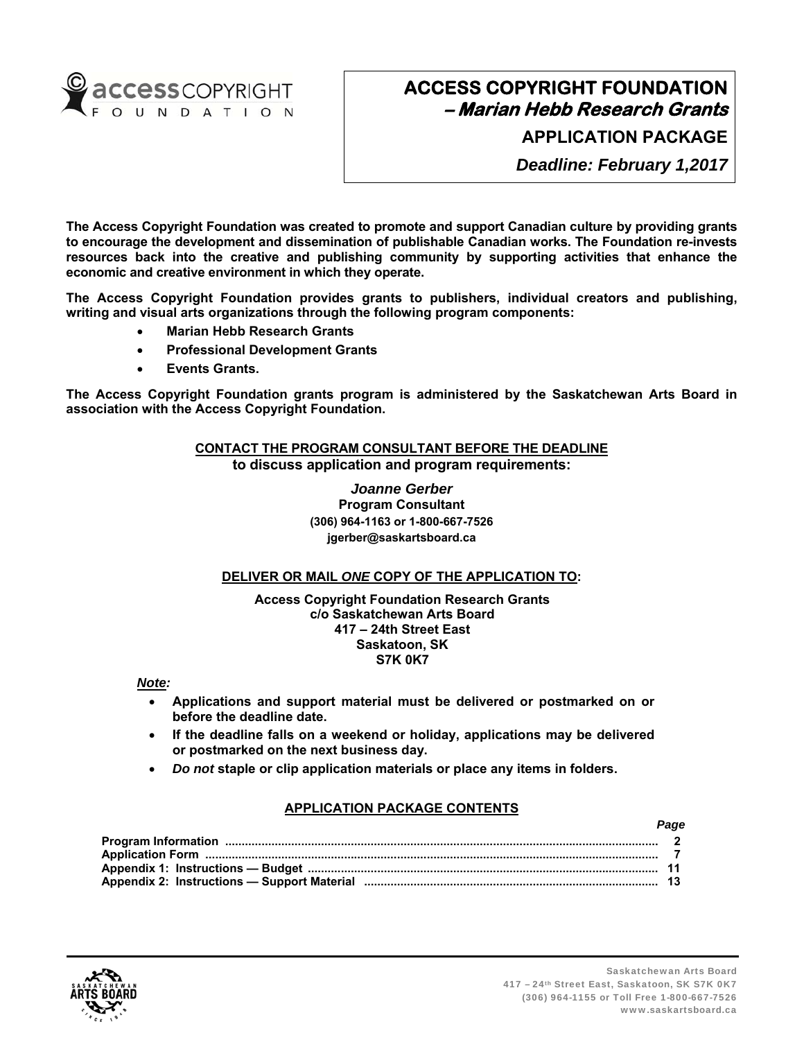# ACCESS COPYRIGHT FOUNDATION
## *– Marian Hebb Research Grants*

### APPLICATION PACKAGE

***Deadline: February 1,2017***

**The Access Copyright Foundation was created to promote and support Canadian culture by providing grants to encourage the development and dissemination of publishable Canadian works. The Foundation re-invests resources back into the creative and publishing community by supporting activities that enhance the economic and creative environment in which they operate.**

**The Access Copyright Foundation provides grants to publishers, individual creators and publishing, writing and visual arts organizations through the following program components:**

- **Marian Hebb Research Grants**
- **Professional Development Grants**
- **Events Grants.**

**The Access Copyright Foundation grants program is administered by the Saskatchewan Arts Board in association with the Access Copyright Foundation.**

**CONTACT THE PROGRAM CONSULTANT BEFORE THE DEADLINE**
**to discuss application and program requirements:**

***Joanne Gerber***
**Program Consultant**
**(306) 964-1163 or 1-800-667-7526**
**jgerber@saskartsboard.ca**

**DELIVER OR MAIL *ONE* COPY OF THE APPLICATION TO:**

**Access Copyright Foundation Research Grants**
**c/o Saskatchewan Arts Board**
**417 – 24th Street East**
**Saskatoon, SK**
**S7K 0K7**

***Note:***

- **Applications and support material must be delivered or postmarked on or before the deadline date.**
- **If the deadline falls on a weekend or holiday, applications may be delivered or postmarked on the next business day.**
- ***Do not* staple or clip application materials or place any items in folders.**

**APPLICATION PACKAGE CONTENTS**

| | *Page* |
|---|---|
| **Program Information** | **2** |
| **Application Form** | **7** |
| **Appendix 1: Instructions — Budget** | **11** |
| **Appendix 2: Instructions — Support Material** | **13** |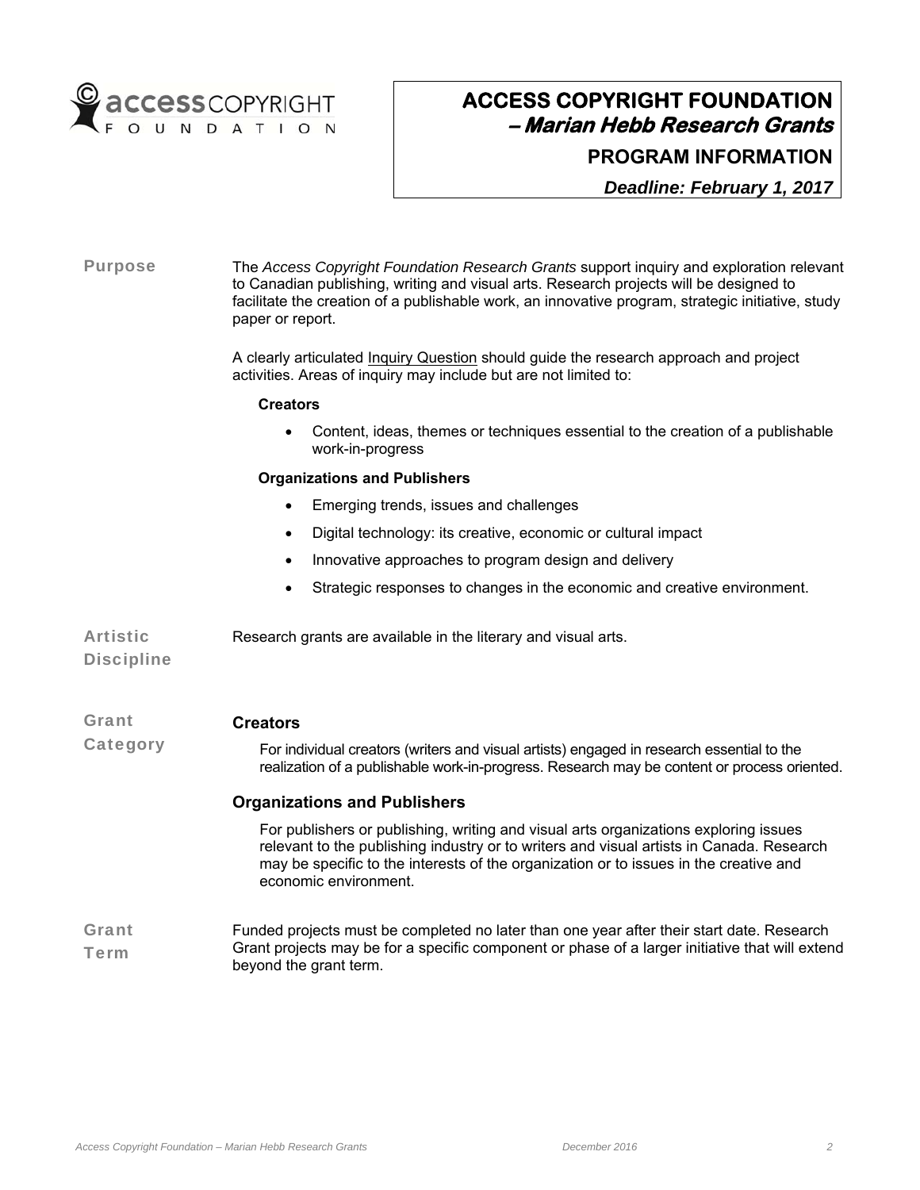# ACCESS COPYRIGHT FOUNDATION – *Marian Hebb Research Grants*

## PROGRAM INFORMATION

***Deadline: February 1, 2017***

## Purpose

The *Access Copyright Foundation Research Grants* support inquiry and exploration relevant to Canadian publishing, writing and visual arts. Research projects will be designed to facilitate the creation of a publishable work, an innovative program, strategic initiative, study paper or report.

A clearly articulated Inquiry Question should guide the research approach and project activities. Areas of inquiry may include but are not limited to:

**Creators**

- Content, ideas, themes or techniques essential to the creation of a publishable work-in-progress

**Organizations and Publishers**

- Emerging trends, issues and challenges
- Digital technology: its creative, economic or cultural impact
- Innovative approaches to program design and delivery
- Strategic responses to changes in the economic and creative environment.

## Artistic Discipline

Research grants are available in the literary and visual arts.

## Grant Category

### Creators

For individual creators (writers and visual artists) engaged in research essential to the realization of a publishable work-in-progress. Research may be content or process oriented.

### Organizations and Publishers

For publishers or publishing, writing and visual arts organizations exploring issues relevant to the publishing industry or to writers and visual artists in Canada. Research may be specific to the interests of the organization or to issues in the creative and economic environment.

## Grant Term

Funded projects must be completed no later than one year after their start date. Research Grant projects may be for a specific component or phase of a larger initiative that will extend beyond the grant term.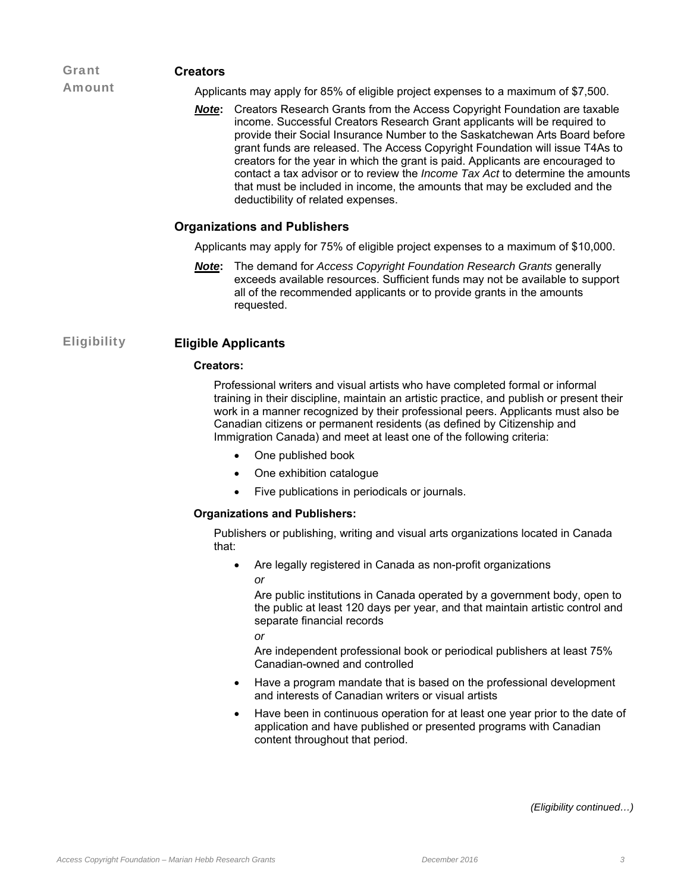## Grant Amount

### Creators

Applicants may apply for 85% of eligible project expenses to a maximum of $7,500.

***Note*:** Creators Research Grants from the Access Copyright Foundation are taxable income. Successful Creators Research Grant applicants will be required to provide their Social Insurance Number to the Saskatchewan Arts Board before grant funds are released. The Access Copyright Foundation will issue T4As to creators for the year in which the grant is paid. Applicants are encouraged to contact a tax advisor or to review the *Income Tax Act* to determine the amounts that must be included in income, the amounts that may be excluded and the deductibility of related expenses.

### Organizations and Publishers

Applicants may apply for 75% of eligible project expenses to a maximum of $10,000.

***Note*:** The demand for *Access Copyright Foundation Research Grants* generally exceeds available resources. Sufficient funds may not be available to support all of the recommended applicants or to provide grants in the amounts requested.

## Eligibility

### Eligible Applicants

**Creators:**

Professional writers and visual artists who have completed formal or informal training in their discipline, maintain an artistic practice, and publish or present their work in a manner recognized by their professional peers. Applicants must also be Canadian citizens or permanent residents (as defined by Citizenship and Immigration Canada) and meet at least one of the following criteria:

- One published book
- One exhibition catalogue
- Five publications in periodicals or journals.

**Organizations and Publishers:**

Publishers or publishing, writing and visual arts organizations located in Canada that:

- Are legally registered in Canada as non-profit organizations
  *or*
  Are public institutions in Canada operated by a government body, open to the public at least 120 days per year, and that maintain artistic control and separate financial records
  *or*
  Are independent professional book or periodical publishers at least 75% Canadian-owned and controlled
- Have a program mandate that is based on the professional development and interests of Canadian writers or visual artists
- Have been in continuous operation for at least one year prior to the date of application and have published or presented programs with Canadian content throughout that period.

*(Eligibility continued…)*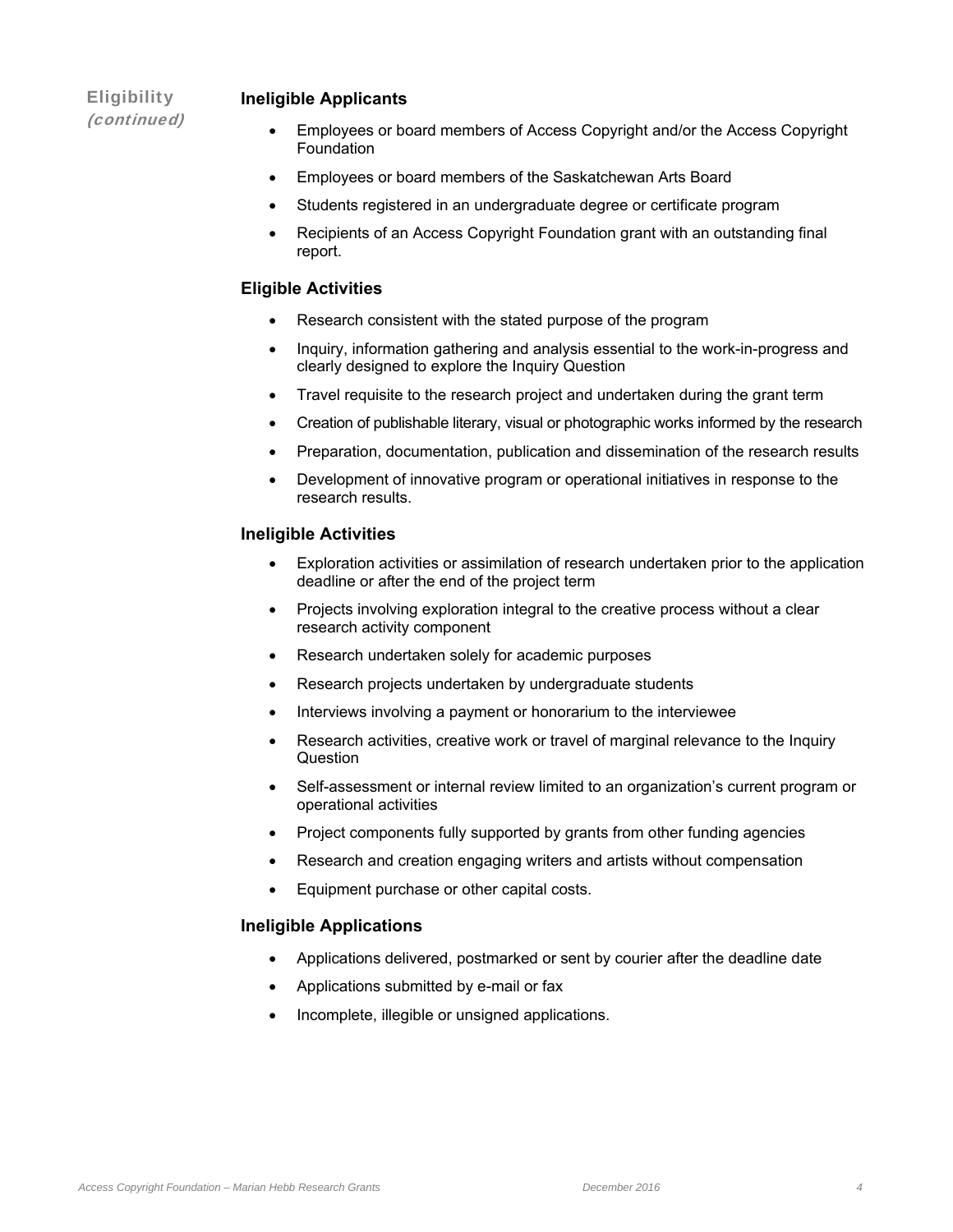## Eligibility *(continued)*

### Ineligible Applicants

- Employees or board members of Access Copyright and/or the Access Copyright Foundation
- Employees or board members of the Saskatchewan Arts Board
- Students registered in an undergraduate degree or certificate program
- Recipients of an Access Copyright Foundation grant with an outstanding final report.

### Eligible Activities

- Research consistent with the stated purpose of the program
- Inquiry, information gathering and analysis essential to the work-in-progress and clearly designed to explore the Inquiry Question
- Travel requisite to the research project and undertaken during the grant term
- Creation of publishable literary, visual or photographic works informed by the research
- Preparation, documentation, publication and dissemination of the research results
- Development of innovative program or operational initiatives in response to the research results.

### Ineligible Activities

- Exploration activities or assimilation of research undertaken prior to the application deadline or after the end of the project term
- Projects involving exploration integral to the creative process without a clear research activity component
- Research undertaken solely for academic purposes
- Research projects undertaken by undergraduate students
- Interviews involving a payment or honorarium to the interviewee
- Research activities, creative work or travel of marginal relevance to the Inquiry Question
- Self-assessment or internal review limited to an organization's current program or operational activities
- Project components fully supported by grants from other funding agencies
- Research and creation engaging writers and artists without compensation
- Equipment purchase or other capital costs.

### Ineligible Applications

- Applications delivered, postmarked or sent by courier after the deadline date
- Applications submitted by e-mail or fax
- Incomplete, illegible or unsigned applications.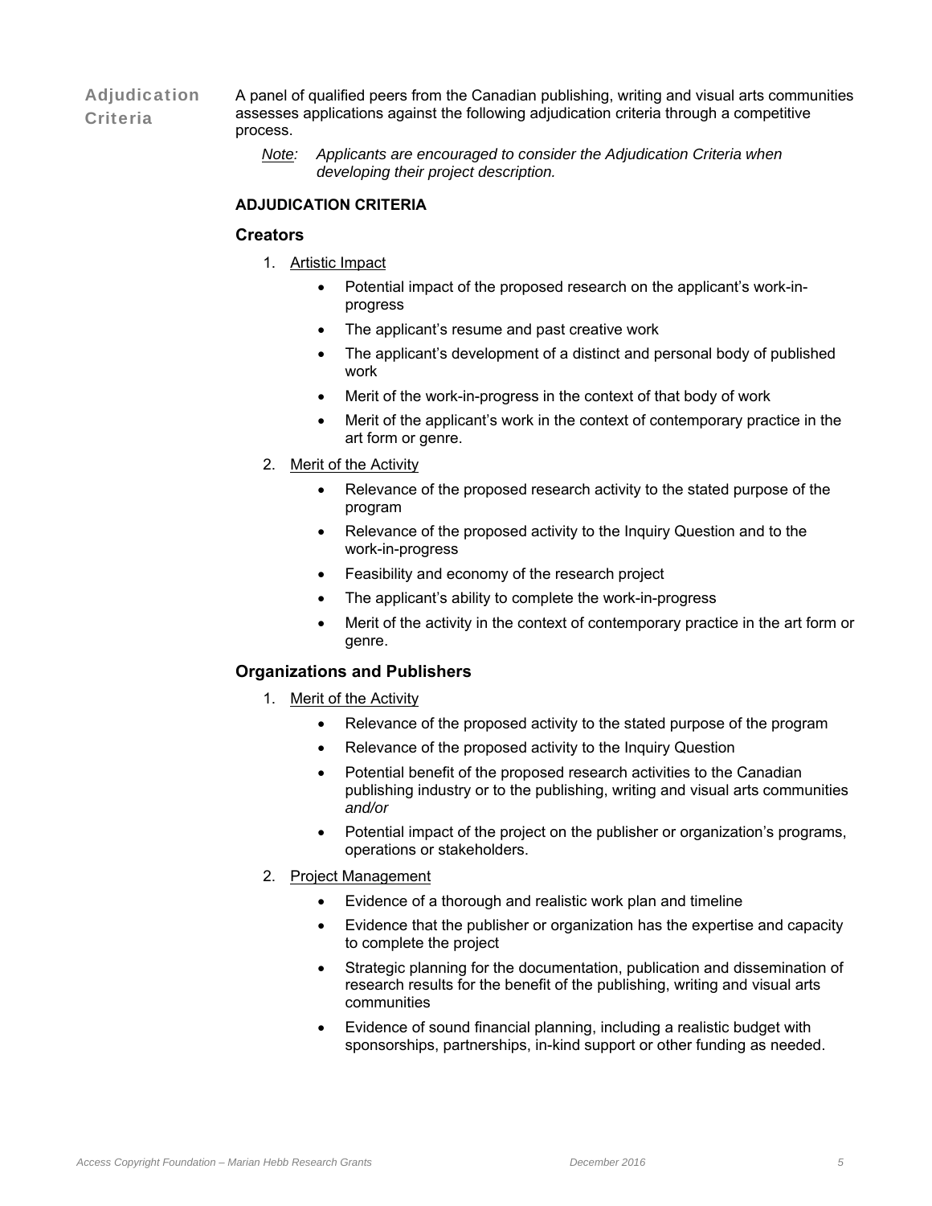## Adjudication Criteria

A panel of qualified peers from the Canadian publishing, writing and visual arts communities assesses applications against the following adjudication criteria through a competitive process.

*Note: Applicants are encouraged to consider the Adjudication Criteria when developing their project description.*

**ADJUDICATION CRITERIA**

### Creators

1. Artistic Impact
   - Potential impact of the proposed research on the applicant's work-in-progress
   - The applicant's resume and past creative work
   - The applicant's development of a distinct and personal body of published work
   - Merit of the work-in-progress in the context of that body of work
   - Merit of the applicant's work in the context of contemporary practice in the art form or genre.
2. Merit of the Activity
   - Relevance of the proposed research activity to the stated purpose of the program
   - Relevance of the proposed activity to the Inquiry Question and to the work-in-progress
   - Feasibility and economy of the research project
   - The applicant's ability to complete the work-in-progress
   - Merit of the activity in the context of contemporary practice in the art form or genre.

### Organizations and Publishers

1. Merit of the Activity
   - Relevance of the proposed activity to the stated purpose of the program
   - Relevance of the proposed activity to the Inquiry Question
   - Potential benefit of the proposed research activities to the Canadian publishing industry or to the publishing, writing and visual arts communities *and/or*
   - Potential impact of the project on the publisher or organization's programs, operations or stakeholders.
2. Project Management
   - Evidence of a thorough and realistic work plan and timeline
   - Evidence that the publisher or organization has the expertise and capacity to complete the project
   - Strategic planning for the documentation, publication and dissemination of research results for the benefit of the publishing, writing and visual arts communities
   - Evidence of sound financial planning, including a realistic budget with sponsorships, partnerships, in-kind support or other funding as needed.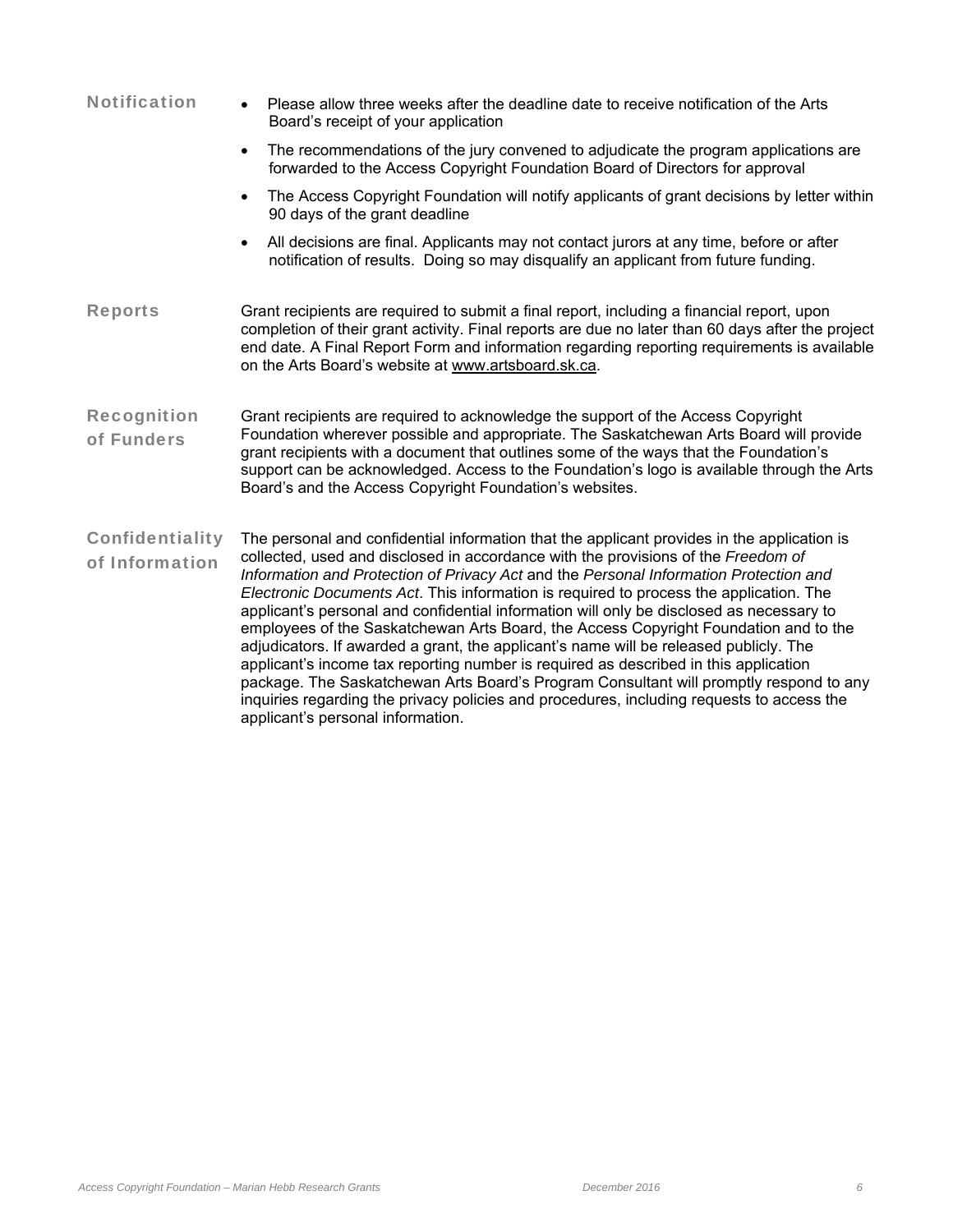## Notification

- Please allow three weeks after the deadline date to receive notification of the Arts Board's receipt of your application
- The recommendations of the jury convened to adjudicate the program applications are forwarded to the Access Copyright Foundation Board of Directors for approval
- The Access Copyright Foundation will notify applicants of grant decisions by letter within 90 days of the grant deadline
- All decisions are final. Applicants may not contact jurors at any time, before or after notification of results. Doing so may disqualify an applicant from future funding.

## Reports

Grant recipients are required to submit a final report, including a financial report, upon completion of their grant activity. Final reports are due no later than 60 days after the project end date. A Final Report Form and information regarding reporting requirements is available on the Arts Board's website at www.artsboard.sk.ca.

## Recognition of Funders

Grant recipients are required to acknowledge the support of the Access Copyright Foundation wherever possible and appropriate. The Saskatchewan Arts Board will provide grant recipients with a document that outlines some of the ways that the Foundation's support can be acknowledged. Access to the Foundation's logo is available through the Arts Board's and the Access Copyright Foundation's websites.

## Confidentiality of Information

The personal and confidential information that the applicant provides in the application is collected, used and disclosed in accordance with the provisions of the *Freedom of Information and Protection of Privacy Act* and the *Personal Information Protection and Electronic Documents Act*. This information is required to process the application. The applicant's personal and confidential information will only be disclosed as necessary to employees of the Saskatchewan Arts Board, the Access Copyright Foundation and to the adjudicators. If awarded a grant, the applicant's name will be released publicly. The applicant's income tax reporting number is required as described in this application package. The Saskatchewan Arts Board's Program Consultant will promptly respond to any inquiries regarding the privacy policies and procedures, including requests to access the applicant's personal information.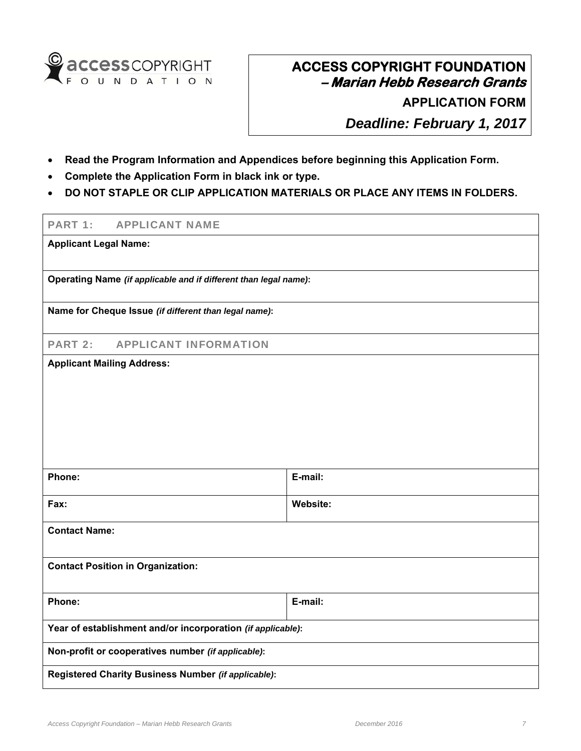# ACCESS COPYRIGHT FOUNDATION
## *– Marian Hebb Research Grants*

**APPLICATION FORM**

***Deadline: February 1, 2017***

- **Read the Program Information and Appendices before beginning this Application Form.**
- **Complete the Application Form in black ink or type.**
- **DO NOT STAPLE OR CLIP APPLICATION MATERIALS OR PLACE ANY ITEMS IN FOLDERS.**

| PART 1: APPLICANT NAME | |
|---|---|
| **Applicant Legal Name:** | |
| **Operating Name** ***(if applicable and if different than legal name)*****:** | |
| **Name for Cheque Issue** ***(if different than legal name)*****:** | |

| PART 2: APPLICANT INFORMATION | |
|---|---|
| **Applicant Mailing Address:** | |
| **Phone:** | **E-mail:** |
| **Fax:** | **Website:** |
| **Contact Name:** | |
| **Contact Position in Organization:** | |
| **Phone:** | **E-mail:** |
| **Year of establishment and/or incorporation** ***(if applicable)*****:** | |
| **Non-profit or cooperatives number** ***(if applicable)*****:** | |
| **Registered Charity Business Number** ***(if applicable)*****:** | |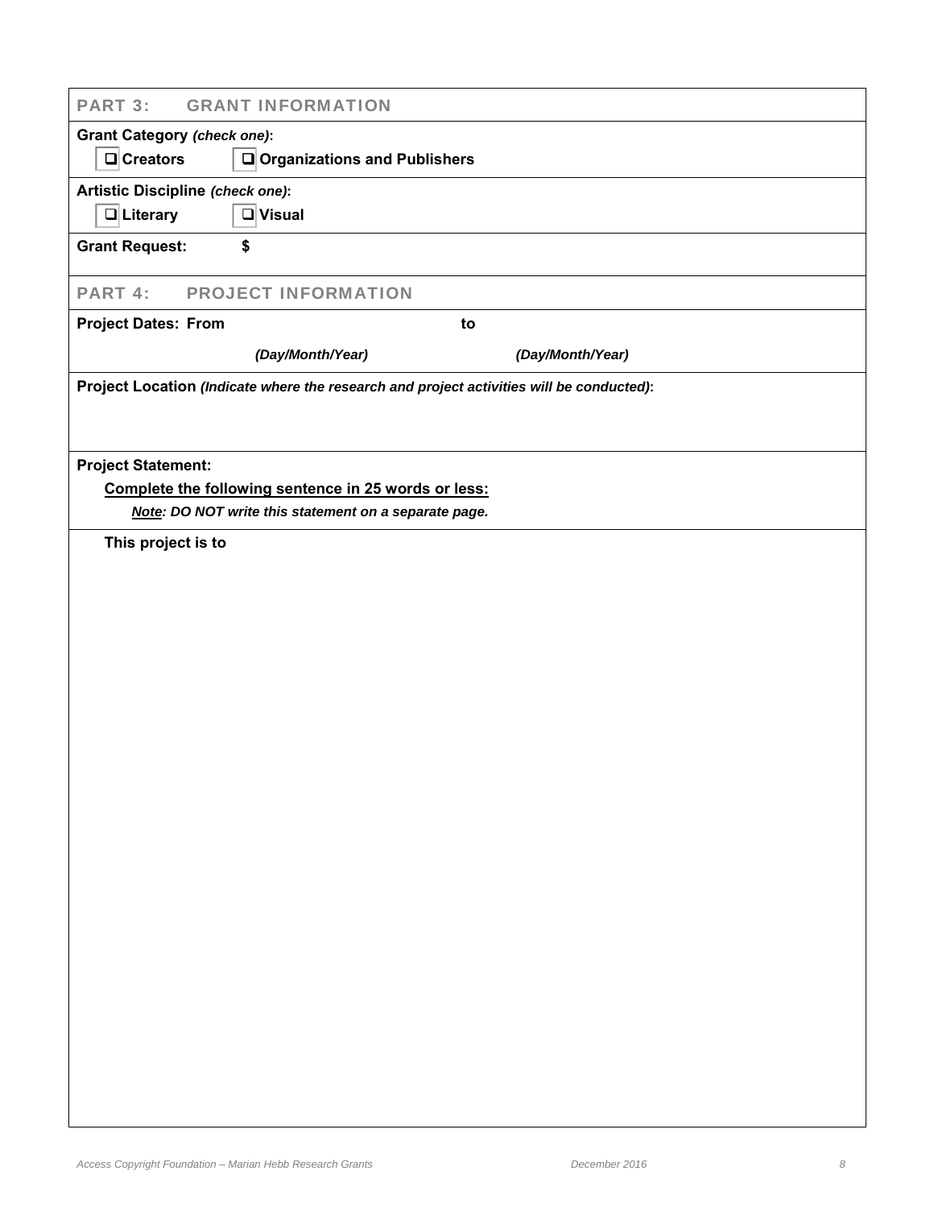## PART 3: GRANT INFORMATION

**Grant Category** ***(check one)*****:**

☐ **Creators** ☐ **Organizations and Publishers**

**Artistic Discipline** ***(check one)*****:**

☐ **Literary** ☐ **Visual**

**Grant Request:** **$**

## PART 4: PROJECT INFORMATION

**Project Dates: From** **to**

***(Day/Month/Year)*** ***(Day/Month/Year)***

**Project Location** ***(Indicate where the research and project activities will be conducted)*****:**

**Project Statement:**

**Complete the following sentence in 25 words or less:**

***Note: DO NOT write this statement on a separate page.***

**This project is to**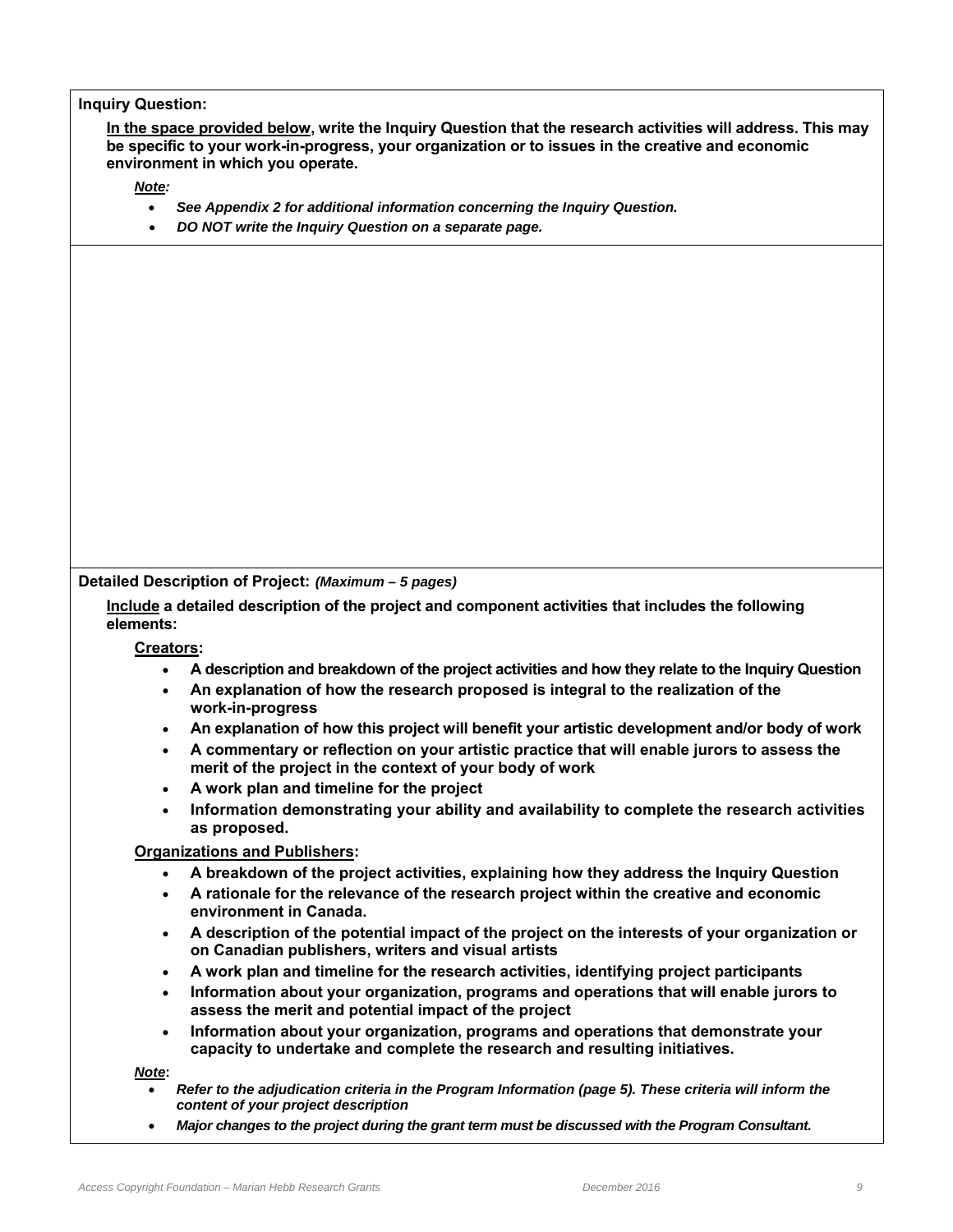**Inquiry Question:**

**<u>In the space provided below</u>, write the Inquiry Question that the research activities will address. This may be specific to your work-in-progress, your organization or to issues in the creative and economic environment in which you operate.**

***<u>Note</u>:***

- ***See Appendix 2 for additional information concerning the Inquiry Question.***
- ***DO NOT write the Inquiry Question on a separate page.***

**Detailed Description of Project:** ***(Maximum – 5 pages)***

**<u>Include</u> a detailed description of the project and component activities that includes the following elements:**

**<u>Creators</u>:**

- **A description and breakdown of the project activities and how they relate to the Inquiry Question**
- **An explanation of how the research proposed is integral to the realization of the work-in-progress**
- **An explanation of how this project will benefit your artistic development and/or body of work**
- **A commentary or reflection on your artistic practice that will enable jurors to assess the merit of the project in the context of your body of work**
- **A work plan and timeline for the project**
- **Information demonstrating your ability and availability to complete the research activities as proposed.**

**<u>Organizations and Publishers</u>:**

- **A breakdown of the project activities, explaining how they address the Inquiry Question**
- **A rationale for the relevance of the research project within the creative and economic environment in Canada.**
- **A description of the potential impact of the project on the interests of your organization or on Canadian publishers, writers and visual artists**
- **A work plan and timeline for the research activities, identifying project participants**
- **Information about your organization, programs and operations that will enable jurors to assess the merit and potential impact of the project**
- **Information about your organization, programs and operations that demonstrate your capacity to undertake and complete the research and resulting initiatives.**

***<u>Note</u>:***

- ***Refer to the adjudication criteria in the Program Information (page 5). These criteria will inform the content of your project description***
- ***Major changes to the project during the grant term must be discussed with the Program Consultant.***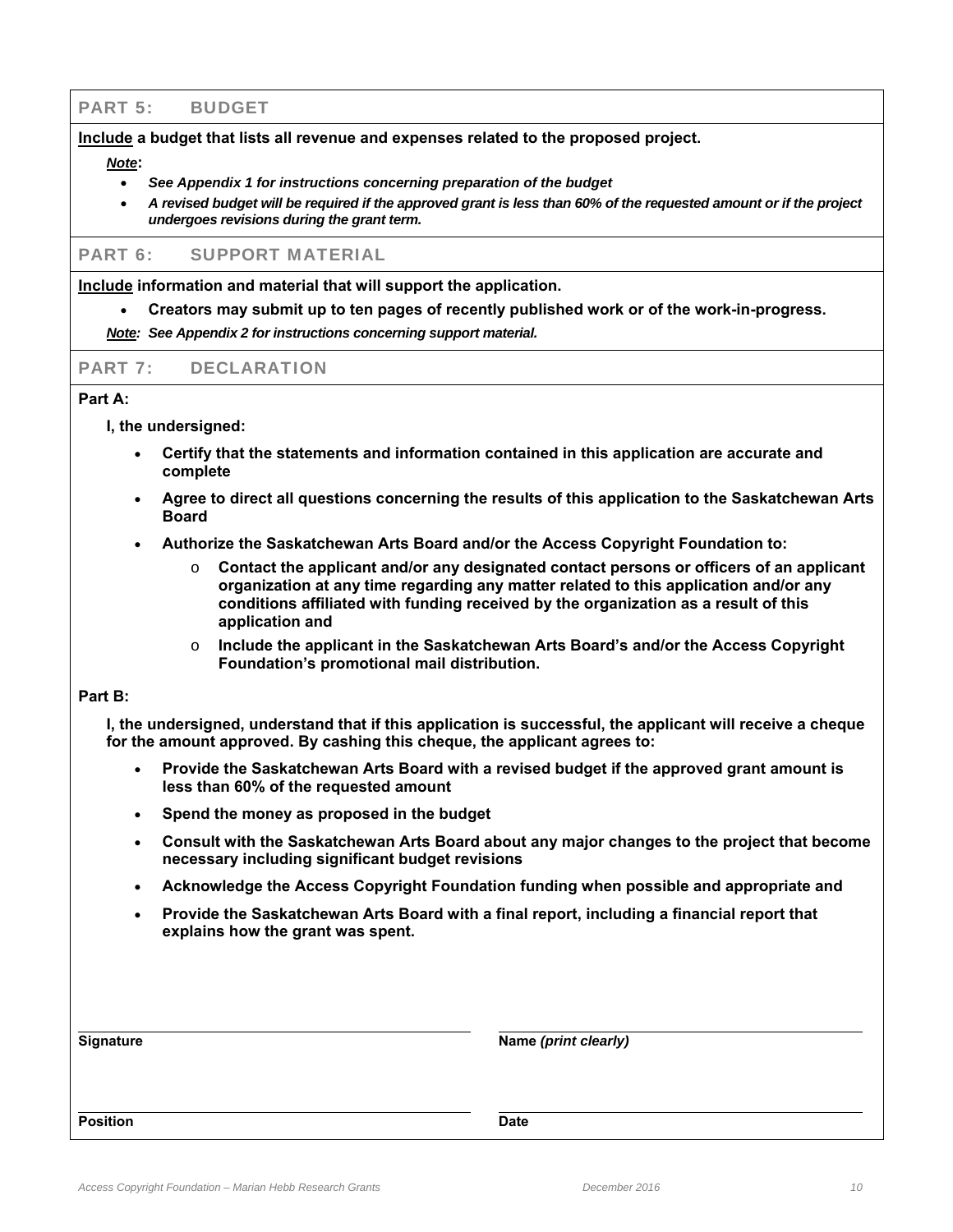## PART 5: BUDGET

**Include a budget that lists all revenue and expenses related to the proposed project.**

***Note*:**

- ***See Appendix 1 for instructions concerning preparation of the budget***
- ***A revised budget will be required if the approved grant is less than 60% of the requested amount or if the project undergoes revisions during the grant term.***

## PART 6: SUPPORT MATERIAL

**Include information and material that will support the application.**

- **Creators may submit up to ten pages of recently published work or of the work-in-progress.**

***Note*: *See Appendix 2 for instructions concerning support material.***

## PART 7: DECLARATION

**Part A:**

**I, the undersigned:**

- **Certify that the statements and information contained in this application are accurate and complete**
- **Agree to direct all questions concerning the results of this application to the Saskatchewan Arts Board**
- **Authorize the Saskatchewan Arts Board and/or the Access Copyright Foundation to:**
  - **Contact the applicant and/or any designated contact persons or officers of an applicant organization at any time regarding any matter related to this application and/or any conditions affiliated with funding received by the organization as a result of this application and**
  - **Include the applicant in the Saskatchewan Arts Board's and/or the Access Copyright Foundation's promotional mail distribution.**

**Part B:**

**I, the undersigned, understand that if this application is successful, the applicant will receive a cheque for the amount approved. By cashing this cheque, the applicant agrees to:**

- **Provide the Saskatchewan Arts Board with a revised budget if the approved grant amount is less than 60% of the requested amount**
- **Spend the money as proposed in the budget**
- **Consult with the Saskatchewan Arts Board about any major changes to the project that become necessary including significant budget revisions**
- **Acknowledge the Access Copyright Foundation funding when possible and appropriate and**
- **Provide the Saskatchewan Arts Board with a final report, including a financial report that explains how the grant was spent.**

| | |
|---|---|
| **Signature** | **Name *(print clearly)*** |
| **Position** | **Date** |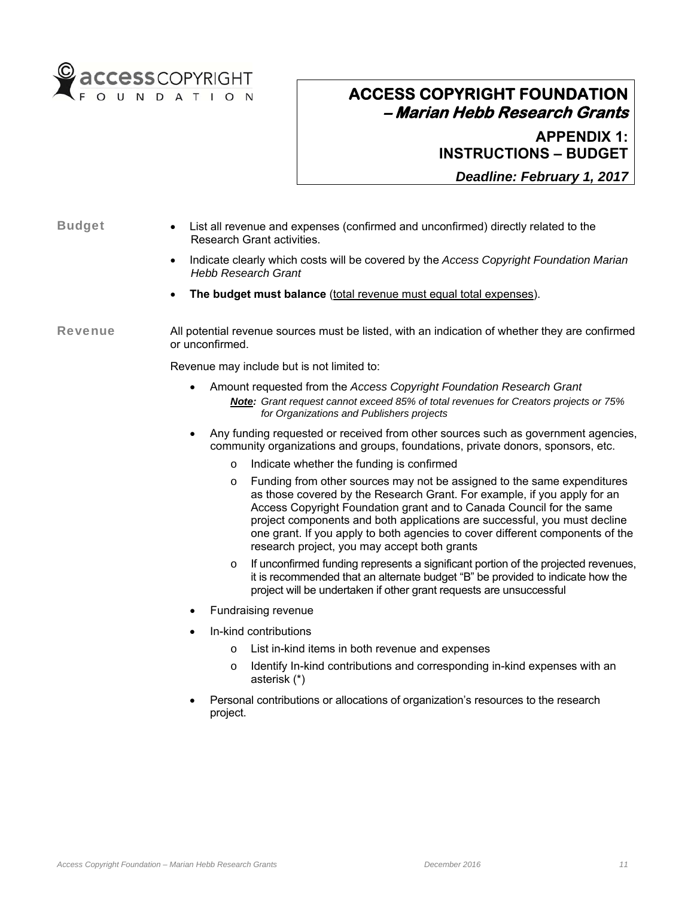# ACCESS COPYRIGHT FOUNDATION – *Marian Hebb Research Grants*

## APPENDIX 1: INSTRUCTIONS – BUDGET

***Deadline: February 1, 2017***

## Budget

- List all revenue and expenses (confirmed and unconfirmed) directly related to the Research Grant activities.
- Indicate clearly which costs will be covered by the *Access Copyright Foundation Marian Hebb Research Grant*
- **The budget must balance** (total revenue must equal total expenses).

## Revenue

All potential revenue sources must be listed, with an indication of whether they are confirmed or unconfirmed.

Revenue may include but is not limited to:

- Amount requested from the *Access Copyright Foundation Research Grant*
  
  ***Note:*** *Grant request cannot exceed 85% of total revenues for Creators projects or 75% for Organizations and Publishers projects*
- Any funding requested or received from other sources such as government agencies, community organizations and groups, foundations, private donors, sponsors, etc.
  - Indicate whether the funding is confirmed
  - Funding from other sources may not be assigned to the same expenditures as those covered by the Research Grant. For example, if you apply for an Access Copyright Foundation grant and to Canada Council for the same project components and both applications are successful, you must decline one grant. If you apply to both agencies to cover different components of the research project, you may accept both grants
  - If unconfirmed funding represents a significant portion of the projected revenues, it is recommended that an alternate budget "B" be provided to indicate how the project will be undertaken if other grant requests are unsuccessful
- Fundraising revenue
- In-kind contributions
  - List in-kind items in both revenue and expenses
  - Identify In-kind contributions and corresponding in-kind expenses with an asterisk (*)
- Personal contributions or allocations of organization's resources to the research project.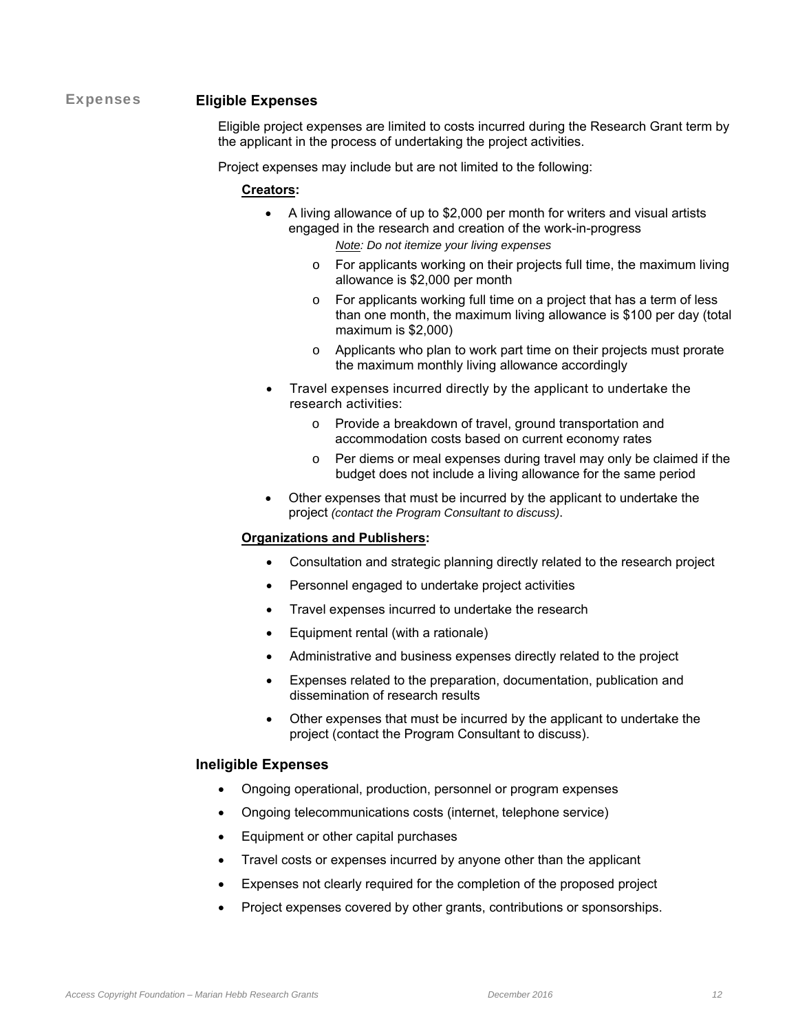## Expenses

### Eligible Expenses

Eligible project expenses are limited to costs incurred during the Research Grant term by the applicant in the process of undertaking the project activities.

Project expenses may include but are not limited to the following:

**Creators:**

- A living allowance of up to $2,000 per month for writers and visual artists engaged in the research and creation of the work-in-progress

  *Note: Do not itemize your living expenses*

  - For applicants working on their projects full time, the maximum living allowance is $2,000 per month
  - For applicants working full time on a project that has a term of less than one month, the maximum living allowance is $100 per day (total maximum is $2,000)
  - Applicants who plan to work part time on their projects must prorate the maximum monthly living allowance accordingly
- Travel expenses incurred directly by the applicant to undertake the research activities:
  - Provide a breakdown of travel, ground transportation and accommodation costs based on current economy rates
  - Per diems or meal expenses during travel may only be claimed if the budget does not include a living allowance for the same period
- Other expenses that must be incurred by the applicant to undertake the project *(contact the Program Consultant to discuss)*.

**Organizations and Publishers:**

- Consultation and strategic planning directly related to the research project
- Personnel engaged to undertake project activities
- Travel expenses incurred to undertake the research
- Equipment rental (with a rationale)
- Administrative and business expenses directly related to the project
- Expenses related to the preparation, documentation, publication and dissemination of research results
- Other expenses that must be incurred by the applicant to undertake the project (contact the Program Consultant to discuss).

### Ineligible Expenses

- Ongoing operational, production, personnel or program expenses
- Ongoing telecommunications costs (internet, telephone service)
- Equipment or other capital purchases
- Travel costs or expenses incurred by anyone other than the applicant
- Expenses not clearly required for the completion of the proposed project
- Project expenses covered by other grants, contributions or sponsorships.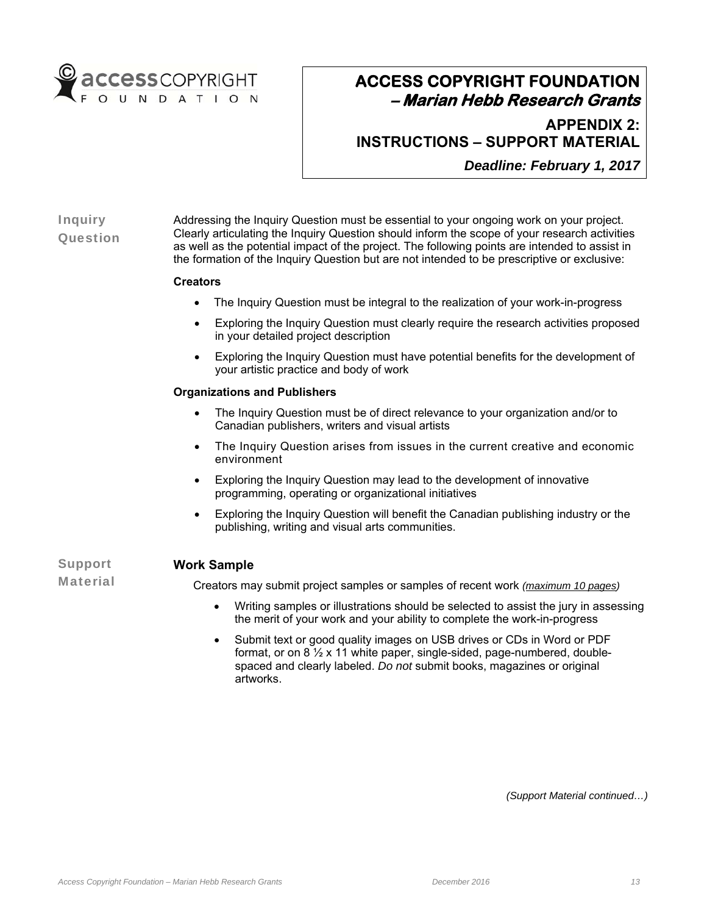# ACCESS COPYRIGHT FOUNDATION
## *– Marian Hebb Research Grants*

## APPENDIX 2: INSTRUCTIONS – SUPPORT MATERIAL

***Deadline: February 1, 2017***

### Inquiry Question

Addressing the Inquiry Question must be essential to your ongoing work on your project. Clearly articulating the Inquiry Question should inform the scope of your research activities as well as the potential impact of the project. The following points are intended to assist in the formation of the Inquiry Question but are not intended to be prescriptive or exclusive:

**Creators**

- The Inquiry Question must be integral to the realization of your work-in-progress
- Exploring the Inquiry Question must clearly require the research activities proposed in your detailed project description
- Exploring the Inquiry Question must have potential benefits for the development of your artistic practice and body of work

**Organizations and Publishers**

- The Inquiry Question must be of direct relevance to your organization and/or to Canadian publishers, writers and visual artists
- The Inquiry Question arises from issues in the current creative and economic environment
- Exploring the Inquiry Question may lead to the development of innovative programming, operating or organizational initiatives
- Exploring the Inquiry Question will benefit the Canadian publishing industry or the publishing, writing and visual arts communities.

### Support Material

**Work Sample**

Creators may submit project samples or samples of recent work *(maximum 10 pages)*

- Writing samples or illustrations should be selected to assist the jury in assessing the merit of your work and your ability to complete the work-in-progress
- Submit text or good quality images on USB drives or CDs in Word or PDF format, or on 8 ½ x 11 white paper, single-sided, page-numbered, double-spaced and clearly labeled. *Do not* submit books, magazines or original artworks.

*(Support Material continued…)*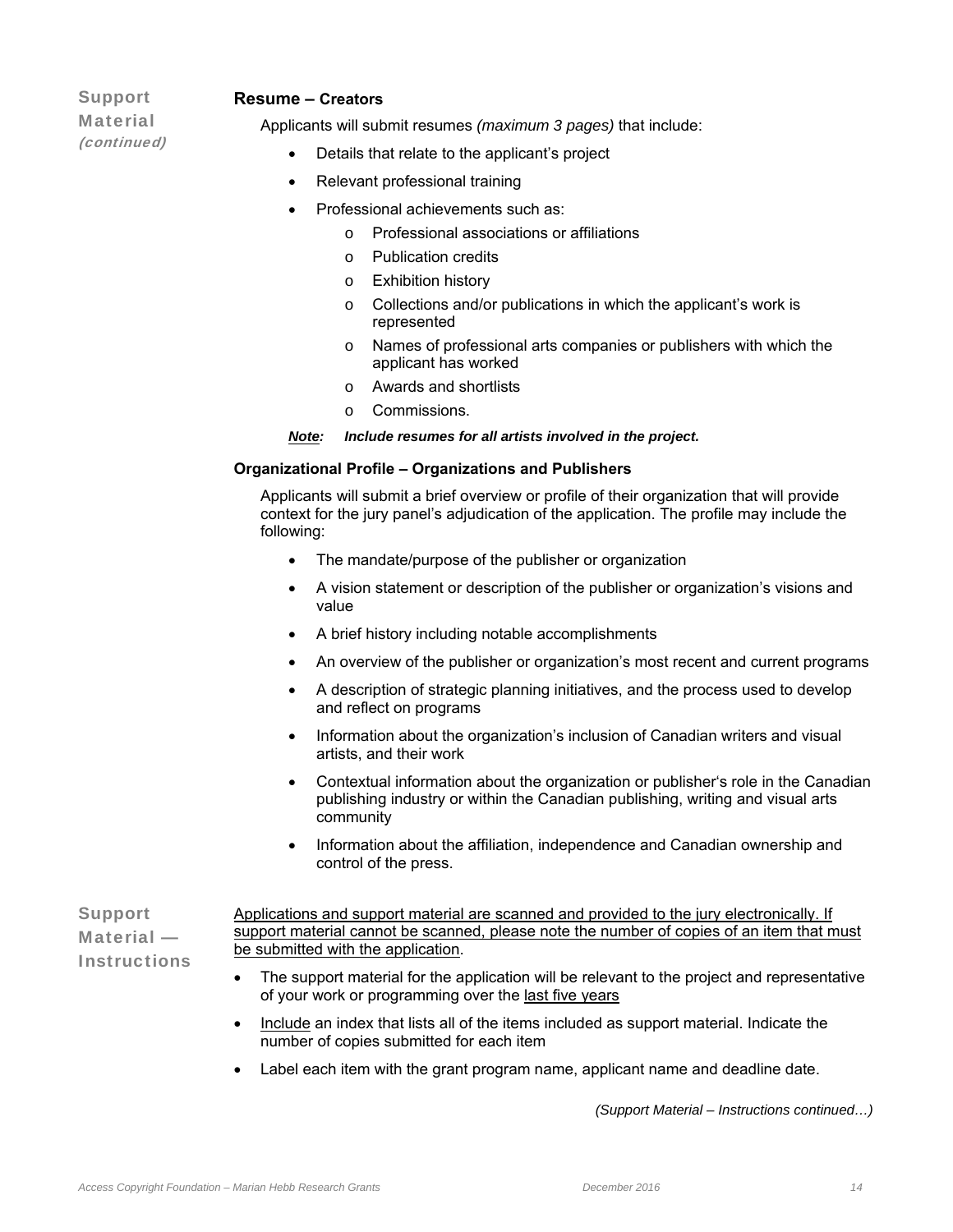## Support Material *(continued)*

### Resume – Creators

Applicants will submit resumes *(maximum 3 pages)* that include:

- Details that relate to the applicant's project
- Relevant professional training
- Professional achievements such as:
  - Professional associations or affiliations
  - Publication credits
  - Exhibition history
  - Collections and/or publications in which the applicant's work is represented
  - Names of professional arts companies or publishers with which the applicant has worked
  - Awards and shortlists
  - Commissions.

***Note:** Include resumes for all artists involved in the project.*

### Organizational Profile – Organizations and Publishers

Applicants will submit a brief overview or profile of their organization that will provide context for the jury panel's adjudication of the application. The profile may include the following:

- The mandate/purpose of the publisher or organization
- A vision statement or description of the publisher or organization's visions and value
- A brief history including notable accomplishments
- An overview of the publisher or organization's most recent and current programs
- A description of strategic planning initiatives, and the process used to develop and reflect on programs
- Information about the organization's inclusion of Canadian writers and visual artists, and their work
- Contextual information about the organization or publisher's role in the Canadian publishing industry or within the Canadian publishing, writing and visual arts community
- Information about the affiliation, independence and Canadian ownership and control of the press.

## Support Material — Instructions

<u>Applications and support material are scanned and provided to the jury electronically. If support material cannot be scanned, please note the number of copies of an item that must be submitted with the application</u>.

- The support material for the application will be relevant to the project and representative of your work or programming over the <u>last five years</u>
- <u>Include</u> an index that lists all of the items included as support material. Indicate the number of copies submitted for each item
- Label each item with the grant program name, applicant name and deadline date.

*(Support Material – Instructions continued…)*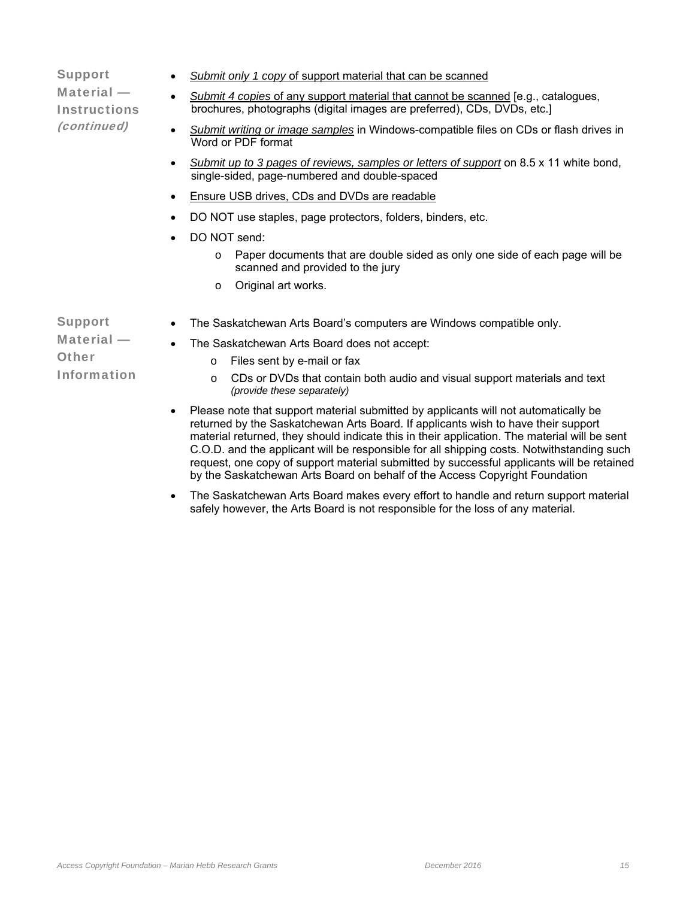## Support Material — Instructions *(continued)*

- *Submit only 1 copy* of support material that can be scanned
- *Submit 4 copies* of any support material that cannot be scanned [e.g., catalogues, brochures, photographs (digital images are preferred), CDs, DVDs, etc.]
- *Submit writing or image samples* in Windows-compatible files on CDs or flash drives in Word or PDF format
- *Submit up to 3 pages of reviews, samples or letters of support* on 8.5 x 11 white bond, single-sided, page-numbered and double-spaced
- Ensure USB drives, CDs and DVDs are readable
- DO NOT use staples, page protectors, folders, binders, etc.
- DO NOT send:
  - Paper documents that are double sided as only one side of each page will be scanned and provided to the jury
  - Original art works.

## Support Material — Other Information

- The Saskatchewan Arts Board's computers are Windows compatible only.
- The Saskatchewan Arts Board does not accept:
  - Files sent by e-mail or fax
  - CDs or DVDs that contain both audio and visual support materials and text *(provide these separately)*
- Please note that support material submitted by applicants will not automatically be returned by the Saskatchewan Arts Board. If applicants wish to have their support material returned, they should indicate this in their application. The material will be sent C.O.D. and the applicant will be responsible for all shipping costs. Notwithstanding such request, one copy of support material submitted by successful applicants will be retained by the Saskatchewan Arts Board on behalf of the Access Copyright Foundation
- The Saskatchewan Arts Board makes every effort to handle and return support material safely however, the Arts Board is not responsible for the loss of any material.